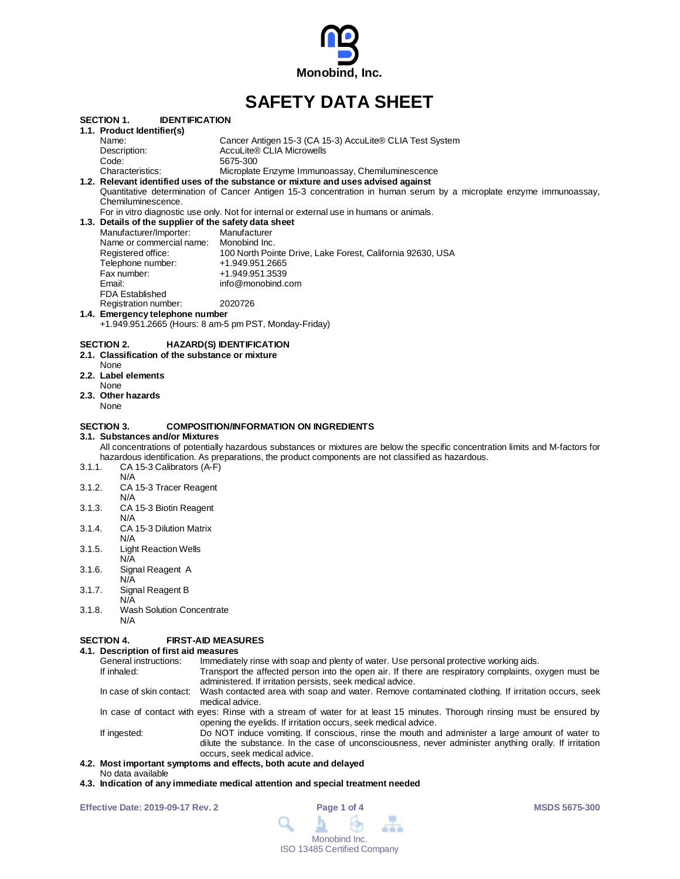Monobind, Inc.

# SAFETY DATA SHEET

## SECTION 1. IDENTIFICATION

### 1.1. Product Identifier(s)

| | |
|---|---|
| Name: | Cancer Antigen 15-3 (CA 15-3) AccuLite® CLIA Test System |
| Description: | AccuLite® CLIA Microwells |
| Code: | 5675-300 |
| Characteristics: | Microplate Enzyme Immunoassay, Chemiluminescence |

### 1.2. Relevant identified uses of the substance or mixture and uses advised against

Quantitative determination of Cancer Antigen 15-3 concentration in human serum by a microplate enzyme immunoassay, Chemiluminescence.

For in vitro diagnostic use only. Not for internal or external use in humans or animals.

### 1.3. Details of the supplier of the safety data sheet

| | |
|---|---|
| Manufacturer/Importer: | Manufacturer |
| Name or commercial name: | Monobind Inc. |
| Registered office: | 100 North Pointe Drive, Lake Forest, California 92630, USA |
| Telephone number: | +1.949.951.2665 |
| Fax number: | +1.949.951.3539 |
| Email: | info@monobind.com |
| FDA Established Registration number: | 2020726 |

### 1.4. Emergency telephone number

+1.949.951.2665 (Hours: 8 am-5 pm PST, Monday-Friday)

## SECTION 2. HAZARD(S) IDENTIFICATION

### 2.1. Classification of the substance or mixture

None

### 2.2. Label elements

None

### 2.3. Other hazards

None

## SECTION 3. COMPOSITION/INFORMATION ON INGREDIENTS

### 3.1. Substances and/or Mixtures

All concentrations of potentially hazardous substances or mixtures are below the specific concentration limits and M-factors for hazardous identification. As preparations, the product components are not classified as hazardous.

3.1.1. CA 15-3 Calibrators (A-F)
N/A

3.1.2. CA 15-3 Tracer Reagent
N/A

3.1.3. CA 15-3 Biotin Reagent
N/A

3.1.4. CA 15-3 Dilution Matrix
N/A

3.1.5. Light Reaction Wells
N/A

3.1.6. Signal Reagent A
N/A

3.1.7. Signal Reagent B
N/A

3.1.8. Wash Solution Concentrate
N/A

## SECTION 4. FIRST-AID MEASURES

### 4.1. Description of first aid measures

| | |
|---|---|
| General instructions: | Immediately rinse with soap and plenty of water. Use personal protective working aids. |
| If inhaled: | Transport the affected person into the open air. If there are respiratory complaints, oxygen must be administered. If irritation persists, seek medical advice. |
| In case of skin contact: | Wash contacted area with soap and water. Remove contaminated clothing. If irritation occurs, seek medical advice. |
| In case of contact with eyes: | Rinse with a stream of water for at least 15 minutes. Thorough rinsing must be ensured by opening the eyelids. If irritation occurs, seek medical advice. |
| If ingested: | Do NOT induce vomiting. If conscious, rinse the mouth and administer a large amount of water to dilute the substance. In the case of unconsciousness, never administer anything orally. If irritation occurs, seek medical advice. |

### 4.2. Most important symptoms and effects, both acute and delayed

No data available

### 4.3. Indication of any immediate medical attention and special treatment needed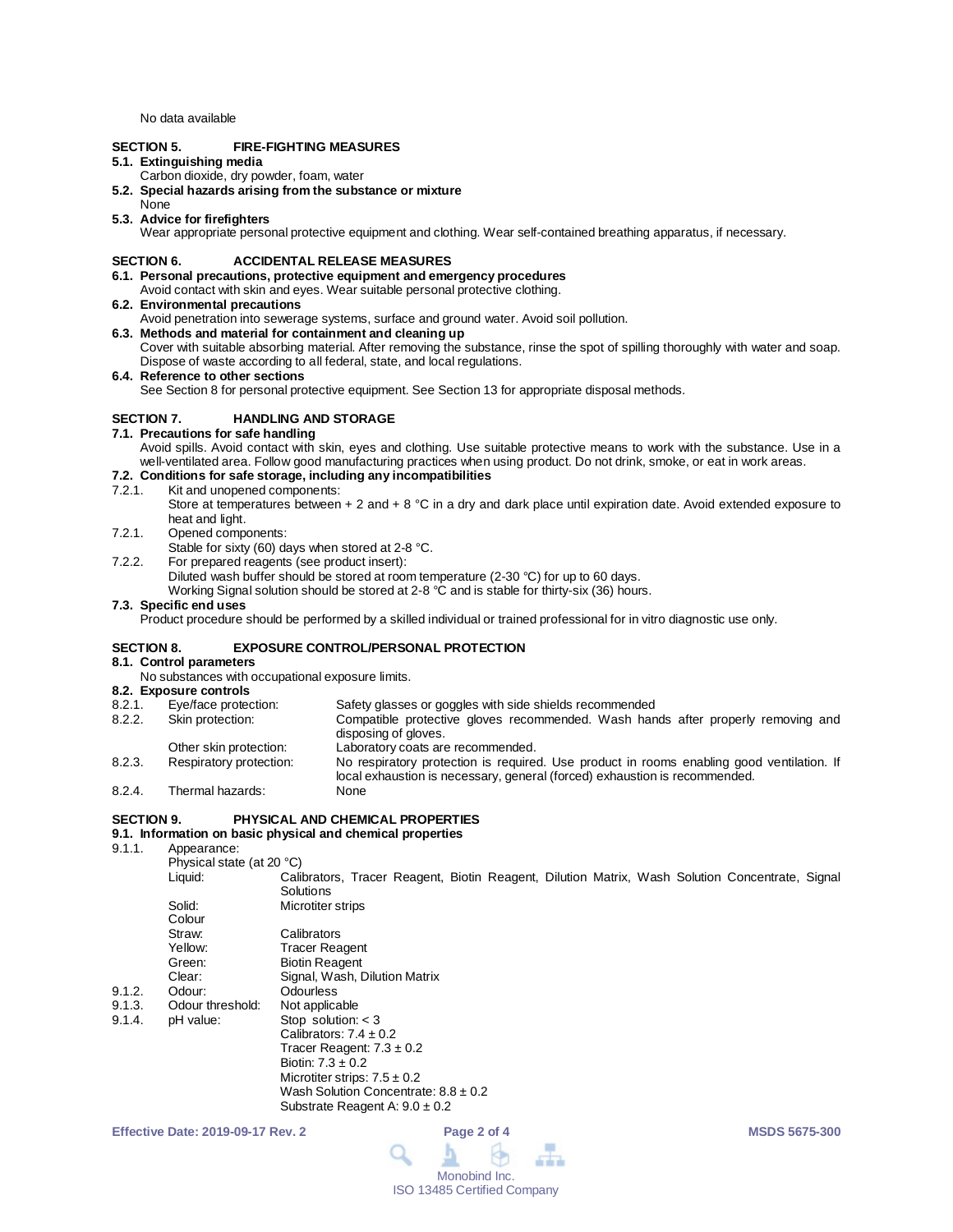No data available

## SECTION 5. FIRE-FIGHTING MEASURES

**5.1. Extinguishing media**

Carbon dioxide, dry powder, foam, water

**5.2. Special hazards arising from the substance or mixture**

None

**5.3. Advice for firefighters**

Wear appropriate personal protective equipment and clothing. Wear self-contained breathing apparatus, if necessary.

## SECTION 6. ACCIDENTAL RELEASE MEASURES

**6.1. Personal precautions, protective equipment and emergency procedures**

Avoid contact with skin and eyes. Wear suitable personal protective clothing.

**6.2. Environmental precautions**

Avoid penetration into sewerage systems, surface and ground water. Avoid soil pollution.

**6.3. Methods and material for containment and cleaning up**

Cover with suitable absorbing material. After removing the substance, rinse the spot of spilling thoroughly with water and soap. Dispose of waste according to all federal, state, and local regulations.

**6.4. Reference to other sections**

See Section 8 for personal protective equipment. See Section 13 for appropriate disposal methods.

## SECTION 7. HANDLING AND STORAGE

**7.1. Precautions for safe handling**

Avoid spills. Avoid contact with skin, eyes and clothing. Use suitable protective means to work with the substance. Use in a well-ventilated area. Follow good manufacturing practices when using product. Do not drink, smoke, or eat in work areas.

**7.2. Conditions for safe storage, including any incompatibilities**

7.2.1. Kit and unopened components:
Store at temperatures between + 2 and + 8 °C in a dry and dark place until expiration date. Avoid extended exposure to heat and light.

7.2.1. Opened components:
Stable for sixty (60) days when stored at 2-8 °C.

7.2.2. For prepared reagents (see product insert):
Diluted wash buffer should be stored at room temperature (2-30 °C) for up to 60 days.
Working Signal solution should be stored at 2-8 °C and is stable for thirty-six (36) hours.

**7.3. Specific end uses**

Product procedure should be performed by a skilled individual or trained professional for in vitro diagnostic use only.

## SECTION 8. EXPOSURE CONTROL/PERSONAL PROTECTION

**8.1. Control parameters**

No substances with occupational exposure limits.

**8.2. Exposure controls**

| | | |
|---|---|---|
| 8.2.1. | Eye/face protection: | Safety glasses or goggles with side shields recommended |
| 8.2.2. | Skin protection: | Compatible protective gloves recommended. Wash hands after properly removing and disposing of gloves. |
| | Other skin protection: | Laboratory coats are recommended. |
| 8.2.3. | Respiratory protection: | No respiratory protection is required. Use product in rooms enabling good ventilation. If local exhaustion is necessary, general (forced) exhaustion is recommended. |
| 8.2.4. | Thermal hazards: | None |

## SECTION 9. PHYSICAL AND CHEMICAL PROPERTIES

**9.1. Information on basic physical and chemical properties**

9.1.1. Appearance:

Physical state (at 20 °C)

| | |
|---|---|
| Liquid: | Calibrators, Tracer Reagent, Biotin Reagent, Dilution Matrix, Wash Solution Concentrate, Signal Solutions |
| Solid: | Microtiter strips |

Colour

| | |
|---|---|
| Straw: | Calibrators |
| Yellow: | Tracer Reagent |
| Green: | Biotin Reagent |
| Clear: | Signal, Wash, Dilution Matrix |

| | | |
|---|---|---|
| 9.1.2. | Odour: | Odourless |
| 9.1.3. | Odour threshold: | Not applicable |
| 9.1.4. | pH value: | Stop solution: < 3<br>Calibrators: 7.4 ± 0.2<br>Tracer Reagent: 7.3 ± 0.2<br>Biotin: 7.3 ± 0.2<br>Microtiter strips: 7.5 ± 0.2<br>Wash Solution Concentrate: 8.8 ± 0.2<br>Substrate Reagent A: 9.0 ± 0.2 |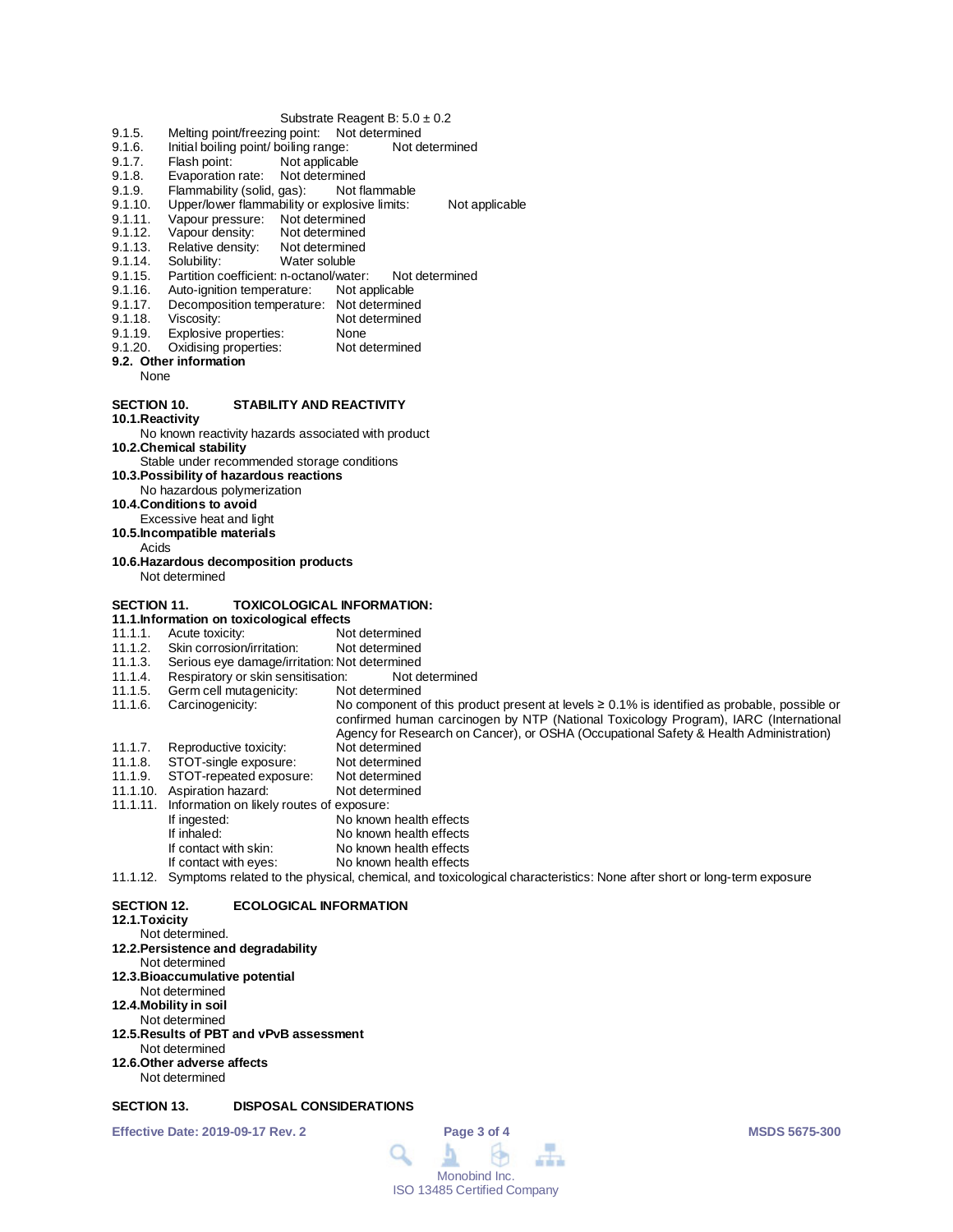Substrate Reagent B: 5.0 ± 0.2

9.1.5. Melting point/freezing point: Not determined
9.1.6. Initial boiling point/ boiling range: Not determined
9.1.7. Flash point: Not applicable
9.1.8. Evaporation rate: Not determined
9.1.9. Flammability (solid, gas): Not flammable
9.1.10. Upper/lower flammability or explosive limits: Not applicable
9.1.11. Vapour pressure: Not determined
9.1.12. Vapour density: Not determined
9.1.13. Relative density: Not determined
9.1.14. Solubility: Water soluble
9.1.15. Partition coefficient: n-octanol/water: Not determined
9.1.16. Auto-ignition temperature: Not applicable
9.1.17. Decomposition temperature: Not determined
9.1.18. Viscosity: Not determined
9.1.19. Explosive properties: None
9.1.20. Oxidising properties: Not determined

**9.2. Other information**

None

## SECTION 10. STABILITY AND REACTIVITY

**10.1. Reactivity**

No known reactivity hazards associated with product

**10.2. Chemical stability**

Stable under recommended storage conditions

**10.3. Possibility of hazardous reactions**

No hazardous polymerization

**10.4. Conditions to avoid**

Excessive heat and light

**10.5. Incompatible materials**

Acids

**10.6. Hazardous decomposition products**

Not determined

## SECTION 11. TOXICOLOGICAL INFORMATION:

**11.1. Information on toxicological effects**

11.1.1. Acute toxicity: Not determined
11.1.2. Skin corrosion/irritation: Not determined
11.1.3. Serious eye damage/irritation: Not determined
11.1.4. Respiratory or skin sensitisation: Not determined
11.1.5. Germ cell mutagenicity: Not determined
11.1.6. Carcinogenicity: No component of this product present at levels ≥ 0.1% is identified as probable, possible or confirmed human carcinogen by NTP (National Toxicology Program), IARC (International Agency for Research on Cancer), or OSHA (Occupational Safety & Health Administration)
11.1.7. Reproductive toxicity: Not determined
11.1.8. STOT-single exposure: Not determined
11.1.9. STOT-repeated exposure: Not determined
11.1.10. Aspiration hazard: Not determined
11.1.11. Information on likely routes of exposure:
- If ingested: No known health effects
- If inhaled: No known health effects
- If contact with skin: No known health effects
- If contact with eyes: No known health effects

11.1.12. Symptoms related to the physical, chemical, and toxicological characteristics: None after short or long-term exposure

## SECTION 12. ECOLOGICAL INFORMATION

**12.1. Toxicity**

Not determined.

**12.2. Persistence and degradability**

Not determined

**12.3. Bioaccumulative potential**

Not determined

**12.4. Mobility in soil**

Not determined

**12.5. Results of PBT and vPvB assessment**

Not determined

**12.6. Other adverse affects**

Not determined

## SECTION 13. DISPOSAL CONSIDERATIONS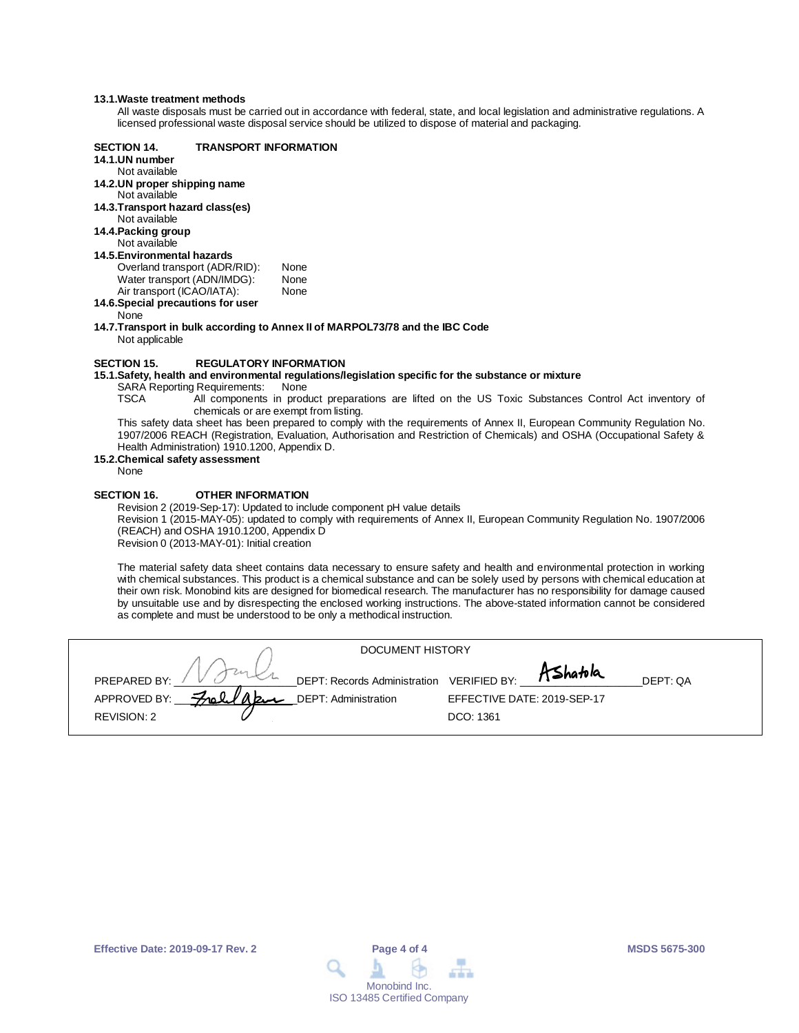### 13.1. Waste treatment methods

All waste disposals must be carried out in accordance with federal, state, and local legislation and administrative regulations. A licensed professional waste disposal service should be utilized to dispose of material and packaging.

## SECTION 14. TRANSPORT INFORMATION

### 14.1. UN number

Not available

### 14.2. UN proper shipping name

Not available

### 14.3. Transport hazard class(es)

Not available

### 14.4. Packing group

Not available

### 14.5. Environmental hazards

| | |
|---|---|
| Overland transport (ADR/RID): | None |
| Water transport (ADN/IMDG): | None |
| Air transport (ICAO/IATA): | None |

### 14.6. Special precautions for user

None

### 14.7. Transport in bulk according to Annex II of MARPOL73/78 and the IBC Code

Not applicable

## SECTION 15. REGULATORY INFORMATION

### 15.1. Safety, health and environmental regulations/legislation specific for the substance or mixture

SARA Reporting Requirements: None

TSCA All components in product preparations are lifted on the US Toxic Substances Control Act inventory of chemicals or are exempt from listing.

This safety data sheet has been prepared to comply with the requirements of Annex II, European Community Regulation No. 1907/2006 REACH (Registration, Evaluation, Authorisation and Restriction of Chemicals) and OSHA (Occupational Safety & Health Administration) 1910.1200, Appendix D.

### 15.2. Chemical safety assessment

None

## SECTION 16. OTHER INFORMATION

Revision 2 (2019-Sep-17): Updated to include component pH value details

Revision 1 (2015-MAY-05): updated to comply with requirements of Annex II, European Community Regulation No. 1907/2006 (REACH) and OSHA 1910.1200, Appendix D

Revision 0 (2013-MAY-01): Initial creation

The material safety data sheet contains data necessary to ensure safety and health and environmental protection in working with chemical substances. This product is a chemical substance and can be solely used by persons with chemical education at their own risk. Monobind kits are designed for biomedical research. The manufacturer has no responsibility for damage caused by unsuitable use and by disrespecting the enclosed working instructions. The above-stated information cannot be considered as complete and must be understood to be only a methodical instruction.

| DOCUMENT HISTORY | | | |
|---|---|---|---|
| PREPARED BY: [signature] | DEPT: Records Administration | VERIFIED BY: AShatola | DEPT: QA |
| APPROVED BY: [signature] | DEPT: Administration | EFFECTIVE DATE: 2019-SEP-17 | |
| REVISION: 2 | | DCO: 1361 | |

Monobind Inc.
ISO 13485 Certified Company